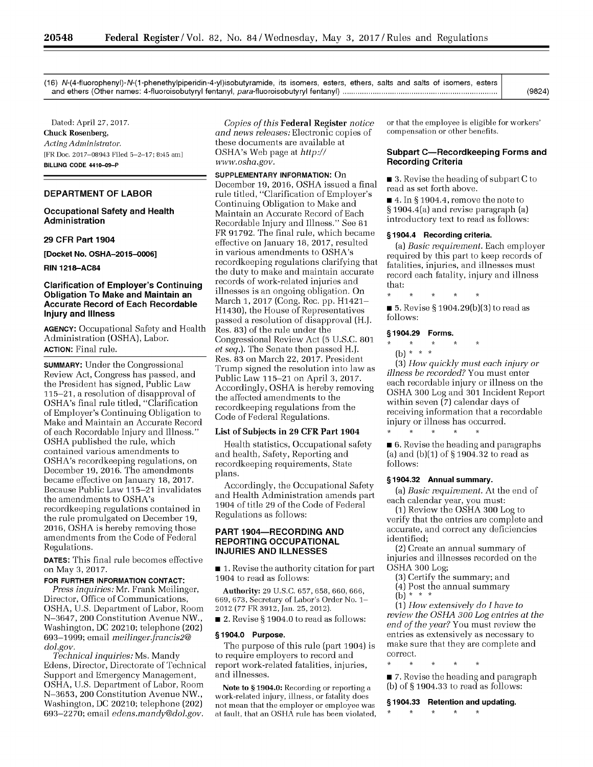| | |
|---|---|
| (16) N-(4-fluorophenyl)-N-(1-phenethylpiperidin-4-yl)isobutyramide, its isomers, esters, ethers, salts and salts of isomers, esters and ethers (Other names: 4-fluoroisobutyryl fentanyl, *para*-fluoroisobutyryl fentanyl) | (9824) |

Dated: April 27, 2017.

**Chuck Rosenberg,**

*Acting Administrator.*

[FR Doc. 2017–08943 Filed 5–2–17; 8:45 am]

**BILLING CODE 4410–09–P**

## DEPARTMENT OF LABOR

### Occupational Safety and Health Administration

### 29 CFR Part 1904

### [Docket No. OSHA–2015–0006]

### RIN 1218–AC84

### Clarification of Employer's Continuing Obligation To Make and Maintain an Accurate Record of Each Recordable Injury and Illness

**AGENCY:** Occupational Safety and Health Administration (OSHA), Labor.

**ACTION:** Final rule.

**SUMMARY:** Under the Congressional Review Act, Congress has passed, and the President has signed, Public Law 115–21, a resolution of disapproval of OSHA's final rule titled, "Clarification of Employer's Continuing Obligation to Make and Maintain an Accurate Record of each Recordable Injury and Illness." OSHA published the rule, which contained various amendments to OSHA's recordkeeping regulations, on December 19, 2016. The amendments became effective on January 18, 2017. Because Public Law 115–21 invalidates the amendments to OSHA's recordkeeping regulations contained in the rule promulgated on December 19, 2016, OSHA is hereby removing those amendments from the Code of Federal Regulations.

**DATES:** This final rule becomes effective on May 3, 2017.

**FOR FURTHER INFORMATION CONTACT:**

*Press inquiries:* Mr. Frank Meilinger, Director, Office of Communications, OSHA, U.S. Department of Labor, Room N–3647, 200 Constitution Avenue NW., Washington, DC 20210; telephone (202) 693–1999; email *meilinger.francis2@dol.gov.*

*Technical inquiries:* Ms. Mandy Edens, Director, Directorate of Technical Support and Emergency Management, OSHA, U.S. Department of Labor, Room N–3653, 200 Constitution Avenue NW., Washington, DC 20210; telephone (202) 693–2270; email *edens.mandy@dol.gov.*

*Copies of this* **Federal Register** *notice and news releases:* Electronic copies of these documents are available at OSHA's Web page at *http://www.osha.gov.*

**SUPPLEMENTARY INFORMATION:** On December 19, 2016, OSHA issued a final rule titled, "Clarification of Employer's Continuing Obligation to Make and Maintain an Accurate Record of Each Recordable Injury and Illness." See 81 FR 91792. The final rule, which became effective on January 18, 2017, resulted in various amendments to OSHA's recordkeeping regulations clarifying that the duty to make and maintain accurate records of work-related injuries and illnesses is an ongoing obligation. On March 1, 2017 (Cong. Rec. pp. H1421–H1430), the House of Representatives passed a resolution of disapproval (H.J. Res. 83) of the rule under the Congressional Review Act (5 U.S.C. 801 *et seq.*). The Senate then passed H.J. Res. 83 on March 22, 2017. President Trump signed the resolution into law as Public Law 115–21 on April 3, 2017. Accordingly, OSHA is hereby removing the affected amendments to the recordkeeping regulations from the Code of Federal Regulations.

#### List of Subjects in 29 CFR Part 1904

Health statistics, Occupational safety and health, Safety, Reporting and recordkeeping requirements, State plans.

Accordingly, the Occupational Safety and Health Administration amends part 1904 of title 29 of the Code of Federal Regulations as follows:

## PART 1904—RECORDING AND REPORTING OCCUPATIONAL INJURIES AND ILLNESSES

■ 1. Revise the authority citation for part 1904 to read as follows:

**Authority:** 29 U.S.C. 657, 658, 660, 666, 669, 673, Secretary of Labor's Order No. 1–2012 (77 FR 3912, Jan. 25, 2012).

■ 2. Revise § 1904.0 to read as follows:

#### § 1904.0 Purpose.

The purpose of this rule (part 1904) is to require employers to record and report work-related fatalities, injuries, and illnesses.

**Note to § 1904.0:** Recording or reporting a work-related injury, illness, or fatality does not mean that the employer or employee was at fault, that an OSHA rule has been violated, or that the employee is eligible for workers' compensation or other benefits.

### Subpart C—Recordkeeping Forms and Recording Criteria

■ 3. Revise the heading of subpart C to read as set forth above.

■ 4. In § 1904.4, remove the note to § 1904.4(a) and revise paragraph (a) introductory text to read as follows:

#### § 1904.4 Recording criteria.

(a) *Basic requirement.* Each employer required by this part to keep records of fatalities, injuries, and illnesses must record each fatality, injury and illness that:

\* \* \* \* \*

■ 5. Revise § 1904.29(b)(3) to read as follows:

#### § 1904.29 Forms.

\* \* \* \* \*

(b) \* \* \*

(3) *How quickly must each injury or illness be recorded?* You must enter each recordable injury or illness on the OSHA 300 Log and 301 Incident Report within seven (7) calendar days of receiving information that a recordable injury or illness has occurred.

\* \* \* \* \*

■ 6. Revise the heading and paragraphs (a) and (b)(1) of § 1904.32 to read as follows:

#### § 1904.32 Annual summary.

(a) *Basic requirement.* At the end of each calendar year, you must:

(1) Review the OSHA 300 Log to verify that the entries are complete and accurate, and correct any deficiencies identified;

(2) Create an annual summary of injuries and illnesses recorded on the OSHA 300 Log;

(3) Certify the summary; and

(4) Post the annual summary

(b) \* \* \*

(1) *How extensively do I have to review the OSHA 300 Log entries at the end of the year?* You must review the entries as extensively as necessary to make sure that they are complete and correct.

\* \* \* \* \*

■ 7. Revise the heading and paragraph (b) of § 1904.33 to read as follows:

#### § 1904.33 Retention and updating.

\* \* \* \* \*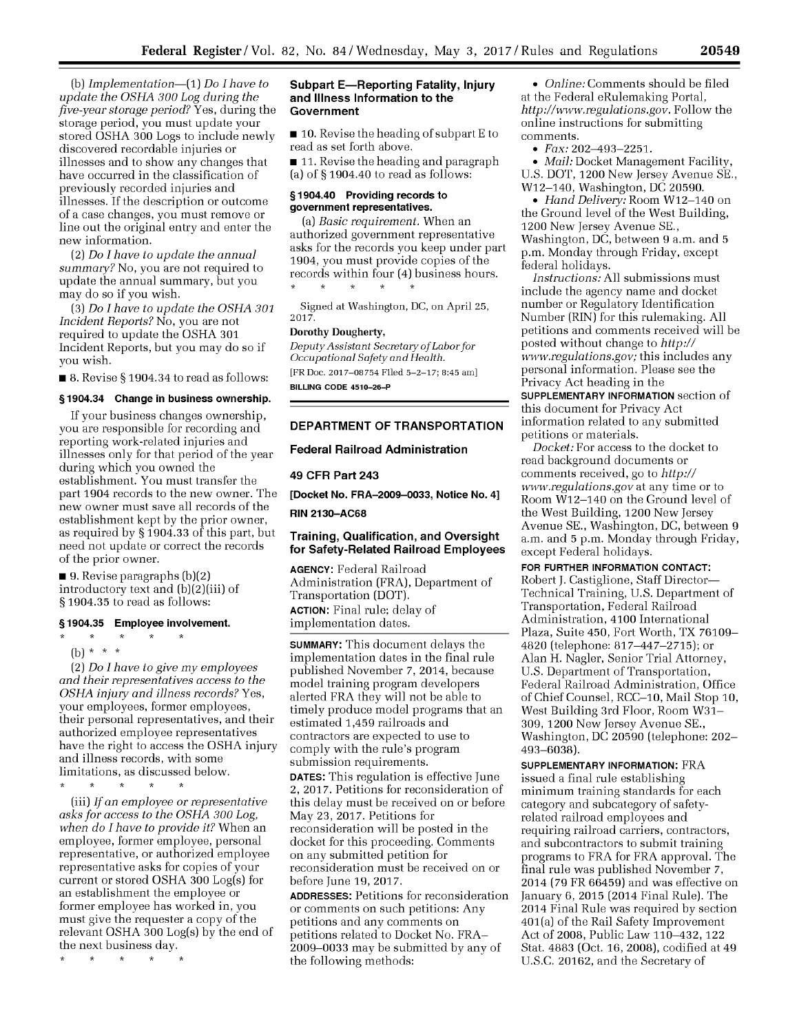(b) *Implementation*—(1) *Do I have to update the OSHA 300 Log during the five-year storage period?* Yes, during the storage period, you must update your stored OSHA 300 Logs to include newly discovered recordable injuries or illnesses and to show any changes that have occurred in the classification of previously recorded injuries and illnesses. If the description or outcome of a case changes, you must remove or line out the original entry and enter the new information.

(2) *Do I have to update the annual summary?* No, you are not required to update the annual summary, but you may do so if you wish.

(3) *Do I have to update the OSHA 301 Incident Reports?* No, you are not required to update the OSHA 301 Incident Reports, but you may do so if you wish.

■ 8. Revise § 1904.34 to read as follows:

#### § 1904.34 Change in business ownership.

If your business changes ownership, you are responsible for recording and reporting work-related injuries and illnesses only for that period of the year during which you owned the establishment. You must transfer the part 1904 records to the new owner. The new owner must save all records of the establishment kept by the prior owner, as required by § 1904.33 of this part, but need not update or correct the records of the prior owner.

■ 9. Revise paragraphs (b)(2) introductory text and (b)(2)(iii) of § 1904.35 to read as follows:

#### § 1904.35 Employee involvement.

\* \* \* \* \*

(b) \* \* \*

(2) *Do I have to give my employees and their representatives access to the OSHA injury and illness records?* Yes, your employees, former employees, their personal representatives, and their authorized employee representatives have the right to access the OSHA injury and illness records, with some limitations, as discussed below.

\* \* \* \* \*

(iii) *If an employee or representative asks for access to the OSHA 300 Log, when do I have to provide it?* When an employee, former employee, personal representative, or authorized employee representative asks for copies of your current or stored OSHA 300 Log(s) for an establishment the employee or former employee has worked in, you must give the requester a copy of the relevant OSHA 300 Log(s) by the end of the next business day.

\* \* \* \* \*

### Subpart E—Reporting Fatality, Injury and Illness Information to the Government

■ 10. Revise the heading of subpart E to read as set forth above.

■ 11. Revise the heading and paragraph (a) of § 1904.40 to read as follows:

#### § 1904.40 Providing records to government representatives.

(a) *Basic requirement.* When an authorized government representative asks for the records you keep under part 1904, you must provide copies of the records within four (4) business hours.

\* \* \* \* \*

Signed at Washington, DC, on April 25, 2017.

**Dorothy Dougherty,**

*Deputy Assistant Secretary of Labor for Occupational Safety and Health.*

[FR Doc. 2017–08754 Filed 5–2–17; 8:45 am]

BILLING CODE 4510–26–P

## DEPARTMENT OF TRANSPORTATION

### Federal Railroad Administration

### 49 CFR Part 243

**[Docket No. FRA–2009–0033, Notice No. 4]**

**RIN 2130–AC68**

### Training, Qualification, and Oversight for Safety-Related Railroad Employees

**AGENCY:** Federal Railroad Administration (FRA), Department of Transportation (DOT).

**ACTION:** Final rule; delay of implementation dates.

**SUMMARY:** This document delays the implementation dates in the final rule published November 7, 2014, because model training program developers alerted FRA they will not be able to timely produce model programs that an estimated 1,459 railroads and contractors are expected to use to comply with the rule's program submission requirements.

**DATES:** This regulation is effective June 2, 2017. Petitions for reconsideration of this delay must be received on or before May 23, 2017. Petitions for reconsideration will be posted in the docket for this proceeding. Comments on any submitted petition for reconsideration must be received on or before June 19, 2017.

**ADDRESSES:** Petitions for reconsideration or comments on such petitions: Any petitions and any comments on petitions related to Docket No. FRA–2009–0033 may be submitted by any of the following methods:

- *Online:* Comments should be filed at the Federal eRulemaking Portal, *http://www.regulations.gov.* Follow the online instructions for submitting comments.
- *Fax:* 202–493–2251.
- *Mail:* Docket Management Facility, U.S. DOT, 1200 New Jersey Avenue SE., W12–140, Washington, DC 20590.
- *Hand Delivery:* Room W12–140 on the Ground level of the West Building, 1200 New Jersey Avenue SE., Washington, DC, between 9 a.m. and 5 p.m. Monday through Friday, except federal holidays.

*Instructions:* All submissions must include the agency name and docket number or Regulatory Identification Number (RIN) for this rulemaking. All petitions and comments received will be posted without change to *http://www.regulations.gov;* this includes any personal information. Please see the Privacy Act heading in the **SUPPLEMENTARY INFORMATION** section of this document for Privacy Act information related to any submitted petitions or materials.

*Docket:* For access to the docket to read background documents or comments received, go to *http://www.regulations.gov* at any time or to Room W12–140 on the Ground level of the West Building, 1200 New Jersey Avenue SE., Washington, DC, between 9 a.m. and 5 p.m. Monday through Friday, except Federal holidays.

**FOR FURTHER INFORMATION CONTACT:** Robert J. Castiglione, Staff Director—Technical Training, U.S. Department of Transportation, Federal Railroad Administration, 4100 International Plaza, Suite 450, Fort Worth, TX 76109–4820 (telephone: 817–447–2715); or Alan H. Nagler, Senior Trial Attorney, U.S. Department of Transportation, Federal Railroad Administration, Office of Chief Counsel, RCC–10, Mail Stop 10, West Building 3rd Floor, Room W31–309, 1200 New Jersey Avenue SE., Washington, DC 20590 (telephone: 202–493–6038).

**SUPPLEMENTARY INFORMATION:** FRA issued a final rule establishing minimum training standards for each category and subcategory of safety-related railroad employees and requiring railroad carriers, contractors, and subcontractors to submit training programs to FRA for FRA approval. The final rule was published November 7, 2014 (79 FR 66459) and was effective on January 6, 2015 (2014 Final Rule). The 2014 Final Rule was required by section 401(a) of the Rail Safety Improvement Act of 2008, Public Law 110–432, 122 Stat. 4883 (Oct. 16, 2008), codified at 49 U.S.C. 20162, and the Secretary of